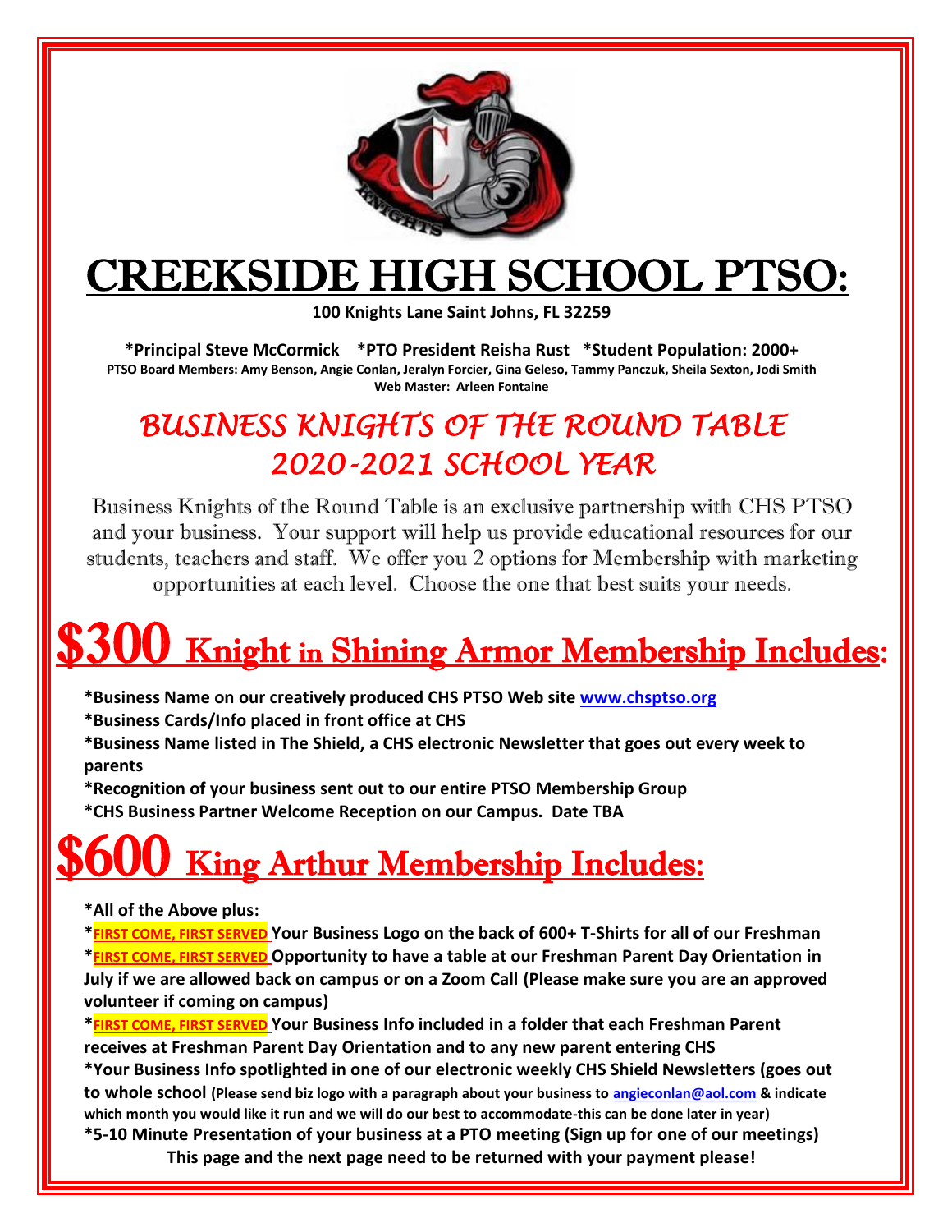# CREEKSIDE HIGH SCHOOL PTSO:

**100 Knights Lane Saint Johns, FL 32259**

**\*Principal Steve McCormick \*PTO President Reisha Rust \*Student Population: 2000+**

**PTSO Board Members: Amy Benson, Angie Conlan, Jeralyn Forcier, Gina Geleso, Tammy Panczuk, Sheila Sexton, Jodi Smith**

**Web Master: Arleen Fontaine**

## *BUSINESS KNIGHTS OF THE ROUND TABLE 2020-2021 SCHOOL YEAR*

Business Knights of the Round Table is an exclusive partnership with CHS PTSO and your business. Your support will help us provide educational resources for our students, teachers and staff. We offer you 2 options for Membership with marketing opportunities at each level. Choose the one that best suits your needs.

## $300 Knight in Shining Armor Membership Includes:

**\*Business Name on our creatively produced CHS PTSO Web site www.chsptso.org**

**\*Business Cards/Info placed in front office at CHS**

**\*Business Name listed in The Shield, a CHS electronic Newsletter that goes out every week to parents**

**\*Recognition of your business sent out to our entire PTSO Membership Group**

**\*CHS Business Partner Welcome Reception on our Campus. Date TBA**

## $600 King Arthur Membership Includes:

**\*All of the Above plus:**

**\*FIRST COME, FIRST SERVED Your Business Logo on the back of 600+ T-Shirts for all of our Freshman**

**\*FIRST COME, FIRST SERVED Opportunity to have a table at our Freshman Parent Day Orientation in July if we are allowed back on campus or on a Zoom Call (Please make sure you are an approved volunteer if coming on campus)**

**\*FIRST COME, FIRST SERVED Your Business Info included in a folder that each Freshman Parent receives at Freshman Parent Day Orientation and to any new parent entering CHS**

**\*Your Business Info spotlighted in one of our electronic weekly CHS Shield Newsletters (goes out to whole school (Please send biz logo with a paragraph about your business to angieconlan@aol.com & indicate which month you would like it run and we will do our best to accommodate-this can be done later in year)**

**\*5-10 Minute Presentation of your business at a PTO meeting (Sign up for one of our meetings)**

**This page and the next page need to be returned with your payment please!**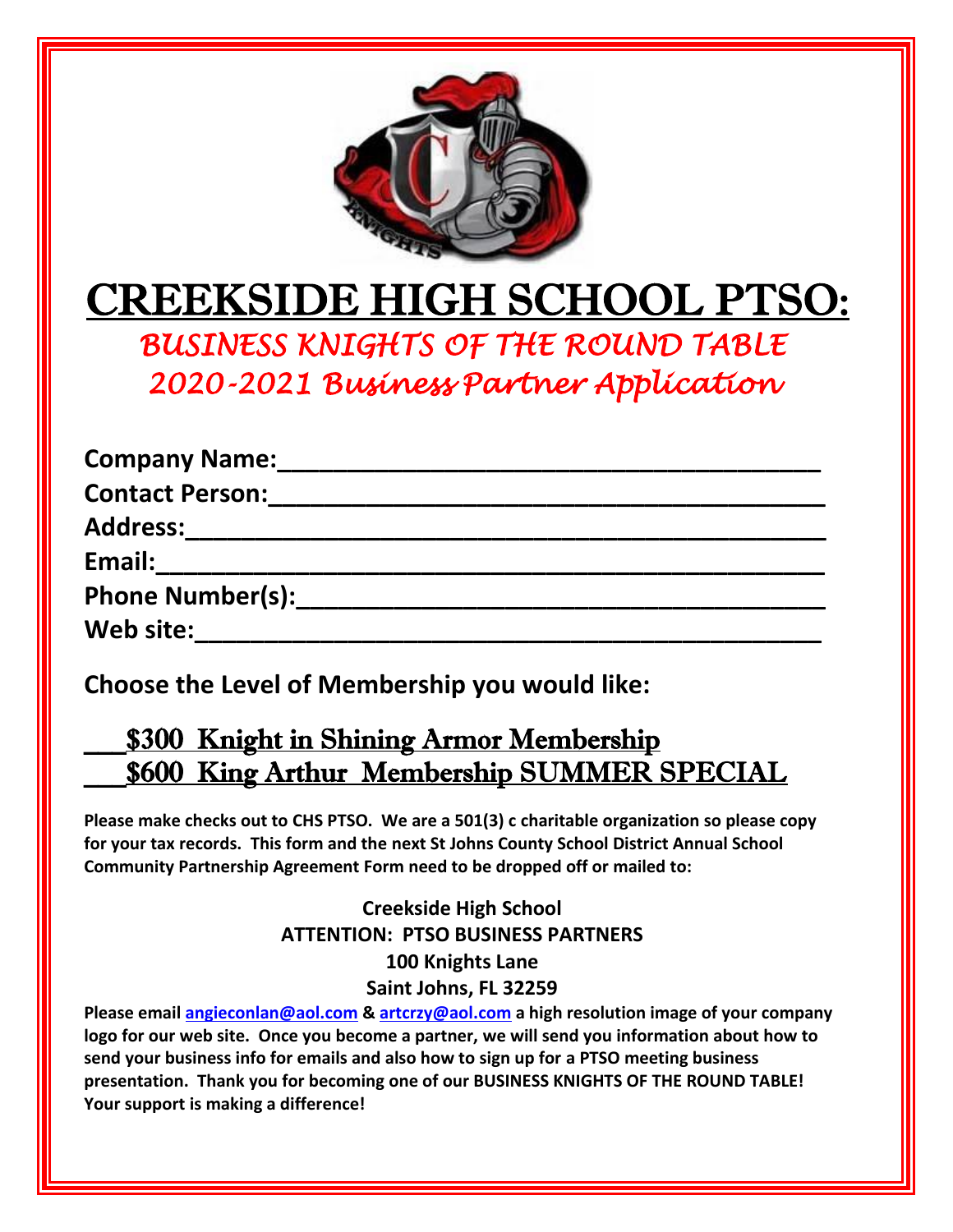# CREEKSIDE HIGH SCHOOL PTSO:

## *BUSINESS KNIGHTS OF THE ROUND TABLE*

## *2020-2021 Business Partner Application*

**Company Name:**\_\_\_\_\_\_\_\_\_\_\_\_\_\_\_\_\_\_\_\_\_\_\_\_\_\_\_\_\_\_\_\_\_\_\_\_\_\_\_\_

**Contact Person:**\_\_\_\_\_\_\_\_\_\_\_\_\_\_\_\_\_\_\_\_\_\_\_\_\_\_\_\_\_\_\_\_\_\_\_\_\_\_\_\_

**Address:**\_\_\_\_\_\_\_\_\_\_\_\_\_\_\_\_\_\_\_\_\_\_\_\_\_\_\_\_\_\_\_\_\_\_\_\_\_\_\_\_\_\_\_\_\_\_

**Email:**\_\_\_\_\_\_\_\_\_\_\_\_\_\_\_\_\_\_\_\_\_\_\_\_\_\_\_\_\_\_\_\_\_\_\_\_\_\_\_\_\_\_\_\_\_\_\_\_

**Phone Number(s):**\_\_\_\_\_\_\_\_\_\_\_\_\_\_\_\_\_\_\_\_\_\_\_\_\_\_\_\_\_\_\_\_\_\_\_\_\_\_

**Web site:**\_\_\_\_\_\_\_\_\_\_\_\_\_\_\_\_\_\_\_\_\_\_\_\_\_\_\_\_\_\_\_\_\_\_\_\_\_\_\_\_\_\_\_\_\_

**Choose the Level of Membership you would like:**

\_\_\_ $300 Knight in Shining Armor Membership

\_\_\_ $600 King Arthur Membership SUMMER SPECIAL

**Please make checks out to CHS PTSO. We are a 501(3) c charitable organization so please copy for your tax records. This form and the next St Johns County School District Annual School Community Partnership Agreement Form need to be dropped off or mailed to:**

**Creekside High School**
**ATTENTION: PTSO BUSINESS PARTNERS**
**100 Knights Lane**
**Saint Johns, FL 32259**

**Please email angieconlan@aol.com & artcrzy@aol.com a high resolution image of your company logo for our web site. Once you become a partner, we will send you information about how to send your business info for emails and also how to sign up for a PTSO meeting business presentation. Thank you for becoming one of our BUSINESS KNIGHTS OF THE ROUND TABLE! Your support is making a difference!**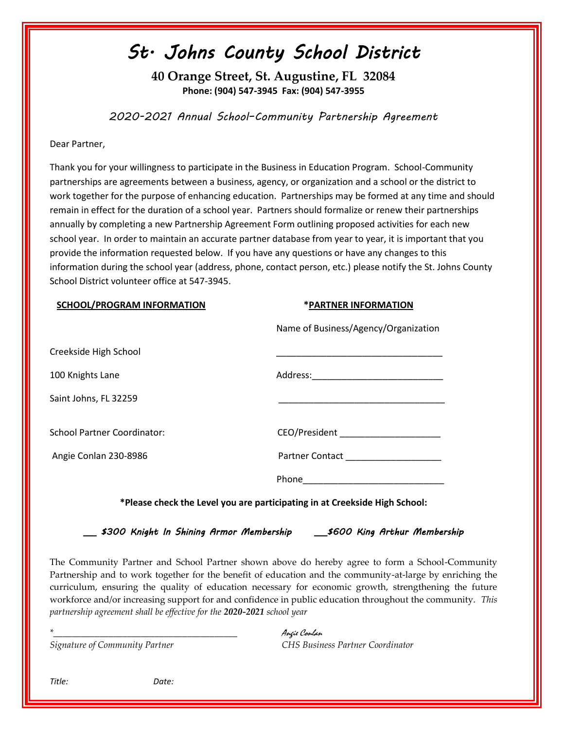# St. Johns County School District

**40 Orange Street, St. Augustine, FL 32084**

**Phone: (904) 547-3945 Fax: (904) 547-3955**

*2020-2021 Annual School-Community Partnership Agreement*

Dear Partner,

Thank you for your willingness to participate in the Business in Education Program. School-Community partnerships are agreements between a business, agency, or organization and a school or the district to work together for the purpose of enhancing education. Partnerships may be formed at any time and should remain in effect for the duration of a school year. Partners should formalize or renew their partnerships annually by completing a new Partnership Agreement Form outlining proposed activities for each new school year. In order to maintain an accurate partner database from year to year, it is important that you provide the information requested below. If you have any questions or have any changes to this information during the school year (address, phone, contact person, etc.) please notify the St. Johns County School District volunteer office at 547-3945.

| **SCHOOL/PROGRAM INFORMATION** | ***PARTNER INFORMATION** |
|---|---|
| | Name of Business/Agency/Organization |
| Creekside High School | _________________________________ |
| 100 Knights Lane | Address:_________________________ |
| Saint Johns, FL 32259 | _________________________________ |
| School Partner Coordinator: | CEO/President ___________________ |
| Angie Conlan 230-8986 | Partner Contact __________________ |
| | Phone___________________________ |

***Please check the Level you are participating in at Creekside High School:**

*__ $300 Knight In Shining Armor Membership*     *__$600 King Arthur Membership*

The Community Partner and School Partner shown above do hereby agree to form a School-Community Partnership and to work together for the benefit of education and the community-at-large by enriching the curriculum, ensuring the quality of education necessary for economic growth, strengthening the future workforce and/or increasing support for and confidence in public education throughout the community. *This partnership agreement shall be effective for the **2020-2021** school year*

*______________________________________     Angie Conlan

*Signature of Community Partner*     *CHS Business Partner Coordinator*

*Title:*     *Date:*